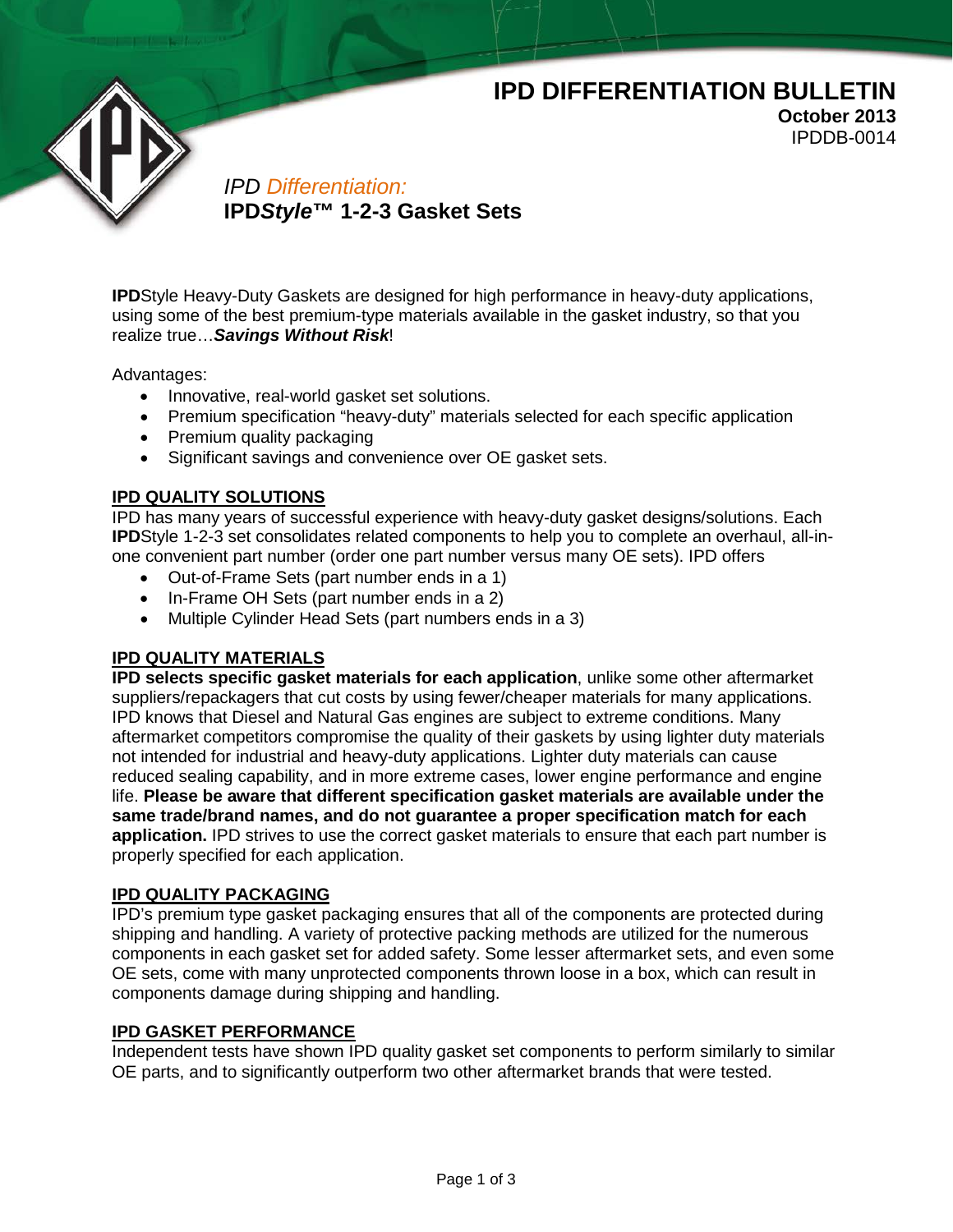# IPD DIFFERENTIATION BULLETIN

**October 2013**
IPDDB-0014

## *IPD Differentiation:*
## IPD*Style*™ 1-2-3 Gasket Sets

**IPD**Style Heavy-Duty Gaskets are designed for high performance in heavy-duty applications, using some of the best premium-type materials available in the gasket industry, so that you realize true…***Savings Without Risk***!

Advantages:

- Innovative, real-world gasket set solutions.
- Premium specification "heavy-duty" materials selected for each specific application
- Premium quality packaging
- Significant savings and convenience over OE gasket sets.

### IPD QUALITY SOLUTIONS

IPD has many years of successful experience with heavy-duty gasket designs/solutions. Each **IPD**Style 1-2-3 set consolidates related components to help you to complete an overhaul, all-in-one convenient part number (order one part number versus many OE sets). IPD offers

- Out-of-Frame Sets (part number ends in a 1)
- In-Frame OH Sets (part number ends in a 2)
- Multiple Cylinder Head Sets (part numbers ends in a 3)

### IPD QUALITY MATERIALS

**IPD selects specific gasket materials for each application**, unlike some other aftermarket suppliers/repackagers that cut costs by using fewer/cheaper materials for many applications. IPD knows that Diesel and Natural Gas engines are subject to extreme conditions. Many aftermarket competitors compromise the quality of their gaskets by using lighter duty materials not intended for industrial and heavy-duty applications. Lighter duty materials can cause reduced sealing capability, and in more extreme cases, lower engine performance and engine life. **Please be aware that different specification gasket materials are available under the same trade/brand names, and do not guarantee a proper specification match for each application.** IPD strives to use the correct gasket materials to ensure that each part number is properly specified for each application.

### IPD QUALITY PACKAGING

IPD's premium type gasket packaging ensures that all of the components are protected during shipping and handling. A variety of protective packing methods are utilized for the numerous components in each gasket set for added safety. Some lesser aftermarket sets, and even some OE sets, come with many unprotected components thrown loose in a box, which can result in components damage during shipping and handling.

### IPD GASKET PERFORMANCE

Independent tests have shown IPD quality gasket set components to perform similarly to similar OE parts, and to significantly outperform two other aftermarket brands that were tested.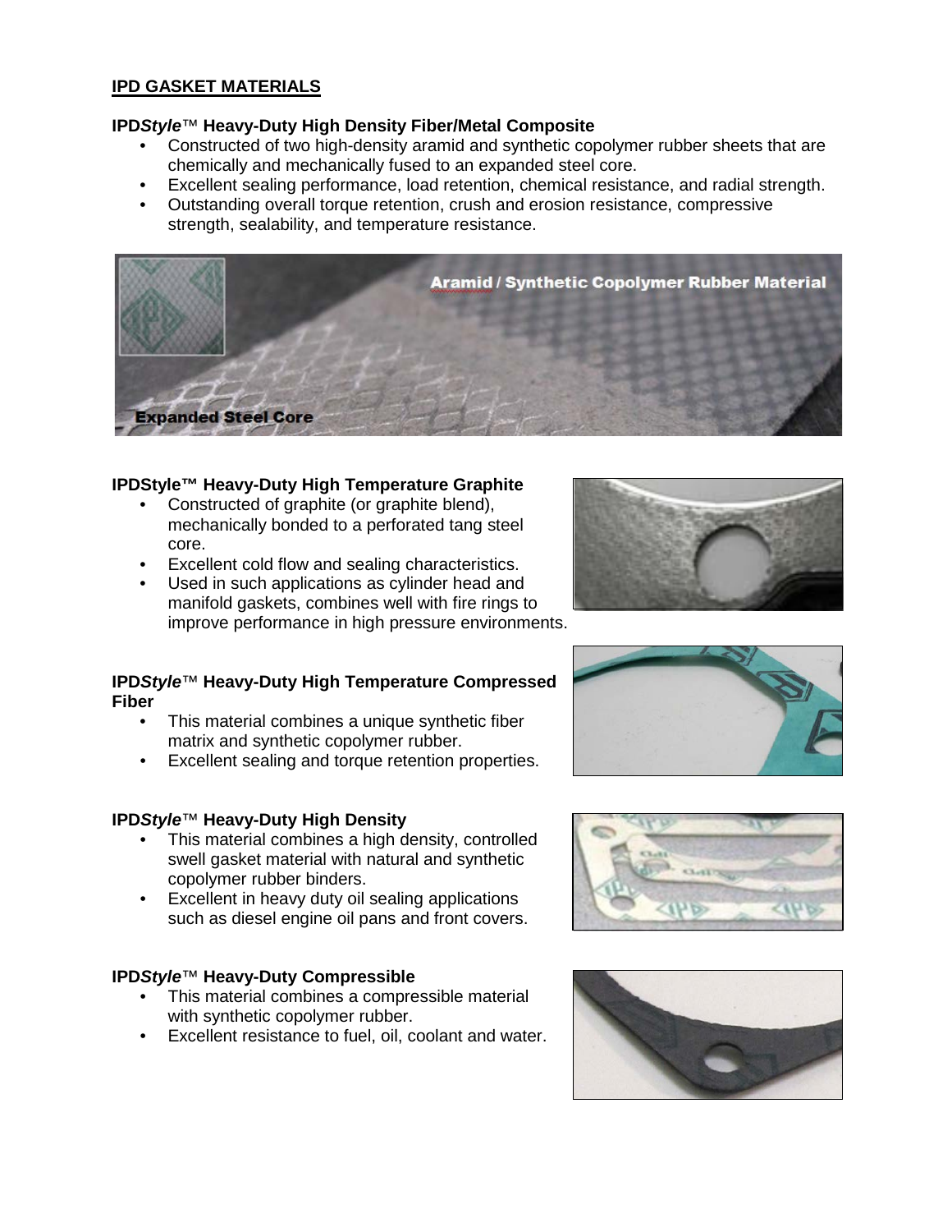## IPD GASKET MATERIALS

### IPD*Style*™ Heavy-Duty High Density Fiber/Metal Composite

- Constructed of two high-density aramid and synthetic copolymer rubber sheets that are chemically and mechanically fused to an expanded steel core.
- Excellent sealing performance, load retention, chemical resistance, and radial strength.
- Outstanding overall torque retention, crush and erosion resistance, compressive strength, sealability, and temperature resistance.

### IPDStyle™ Heavy-Duty High Temperature Graphite

- Constructed of graphite (or graphite blend), mechanically bonded to a perforated tang steel core.
- Excellent cold flow and sealing characteristics.
- Used in such applications as cylinder head and manifold gaskets, combines well with fire rings to improve performance in high pressure environments.

### IPD*Style*™ Heavy-Duty High Temperature Compressed Fiber

- This material combines a unique synthetic fiber matrix and synthetic copolymer rubber.
- Excellent sealing and torque retention properties.

### IPD*Style*™ Heavy-Duty High Density

- This material combines a high density, controlled swell gasket material with natural and synthetic copolymer rubber binders.
- Excellent in heavy duty oil sealing applications such as diesel engine oil pans and front covers.

### IPD*Style*™ Heavy-Duty Compressible

- This material combines a compressible material with synthetic copolymer rubber.
- Excellent resistance to fuel, oil, coolant and water.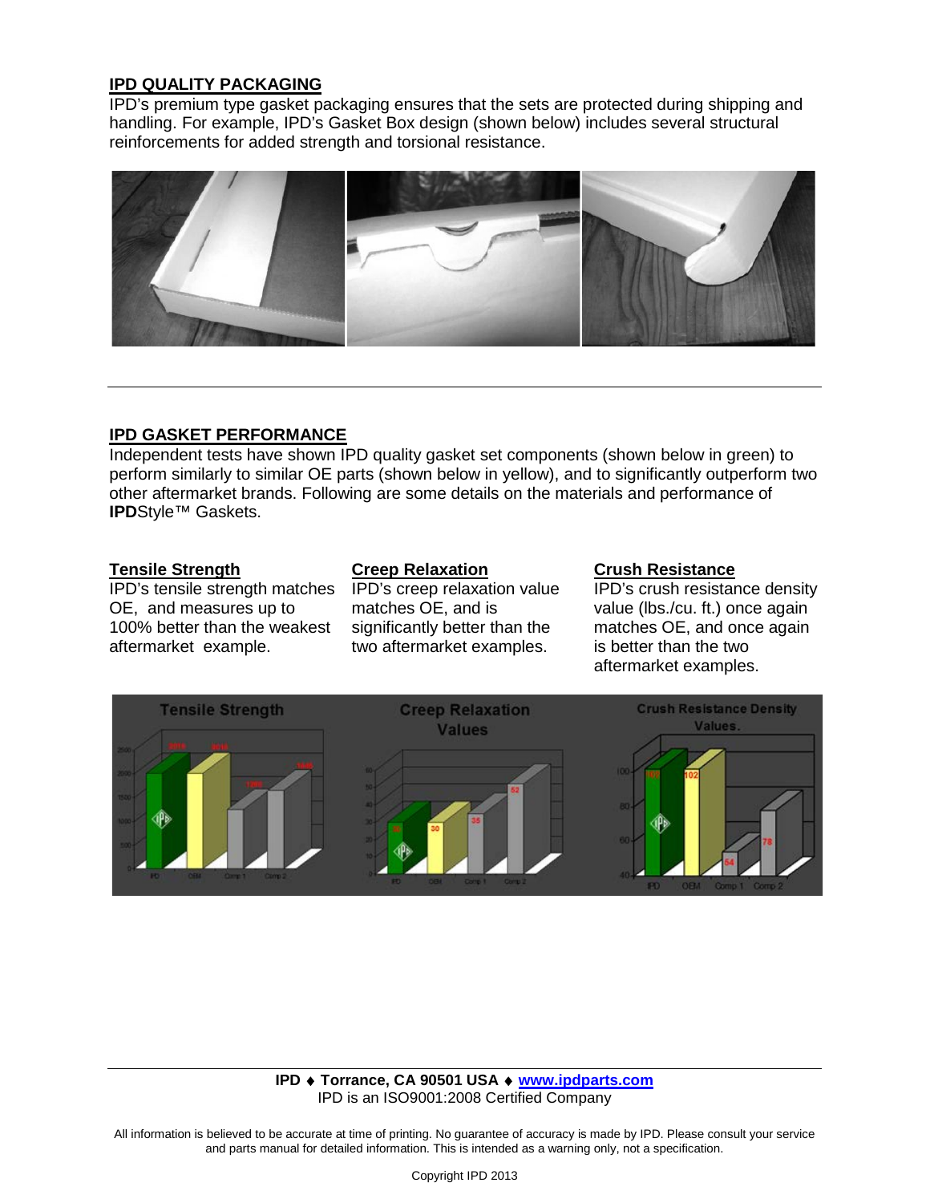## IPD QUALITY PACKAGING

IPD's premium type gasket packaging ensures that the sets are protected during shipping and handling. For example, IPD's Gasket Box design (shown below) includes several structural reinforcements for added strength and torsional resistance.

## IPD GASKET PERFORMANCE

Independent tests have shown IPD quality gasket set components (shown below in green) to perform similarly to similar OE parts (shown below in yellow), and to significantly outperform two other aftermarket brands. Following are some details on the materials and performance of **IPD**Style™ Gaskets.

### Tensile Strength

IPD's tensile strength matches OE, and measures up to 100% better than the weakest aftermarket example.

### Creep Relaxation

IPD's creep relaxation value matches OE, and is significantly better than the two aftermarket examples.

### Crush Resistance

IPD's crush resistance density value (lbs./cu. ft.) once again matches OE, and once again is better than the two aftermarket examples.

Tensile Strength

IPD OEM Comp 1 Comp 2

Creep Relaxation Values

30 35 52

IPD OEM Comp 1 Comp 2

Crush Resistance Density Values.

102 102 54 78

IPD OEM Comp 1 Comp 2